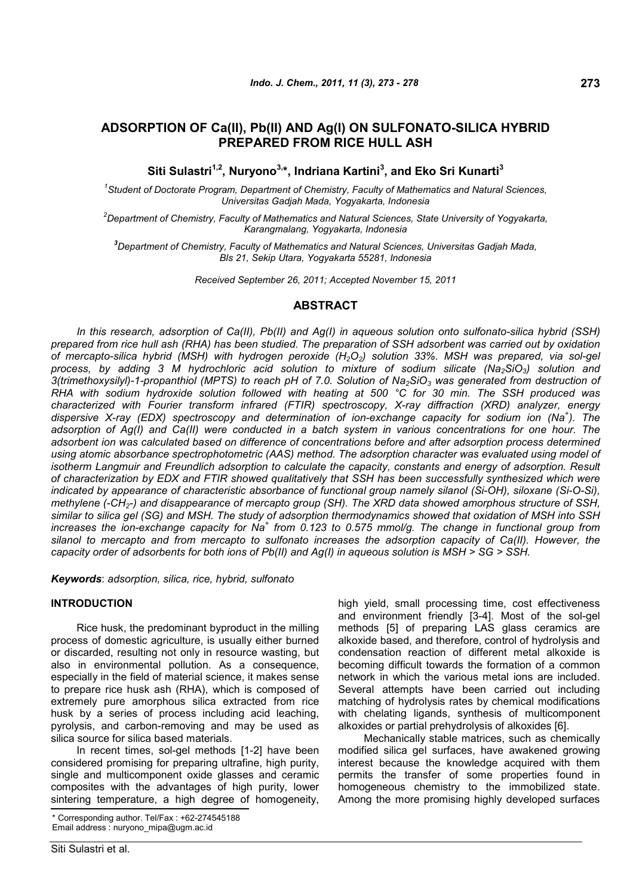# ADSORPTION OF Ca(II), Pb(II) AND Ag(I) ON SULFONATO-SILICA HYBRID PREPARED FROM RICE HULL ASH

**Siti Sulastri[1,2], Nuryono[3,*], Indriana Kartini[3], and Eko Sri Kunarti[3]**

*[1]Student of Doctorate Program, Department of Chemistry, Faculty of Mathematics and Natural Sciences, Universitas Gadjah Mada, Yogyakarta, Indonesia*

*[2]Department of Chemistry, Faculty of Mathematics and Natural Sciences, State University of Yogyakarta, Karangmalang, Yogyakarta, Indonesia*

*[3]Department of Chemistry, Faculty of Mathematics and Natural Sciences, Universitas Gadjah Mada, Bls 21, Sekip Utara, Yogyakarta 55281, Indonesia*

*Received September 26, 2011; Accepted November 15, 2011*

## ABSTRACT

*In this research, adsorption of Ca(II), Pb(II) and Ag(I) in aqueous solution onto sulfonato-silica hybrid (SSH) prepared from rice hull ash (RHA) has been studied. The preparation of SSH adsorbent was carried out by oxidation of mercapto-silica hybrid (MSH) with hydrogen peroxide ($H_2O_2$) solution 33%. MSH was prepared, via sol-gel process, by adding 3 M hydrochloric acid solution to mixture of sodium silicate ($Na_2SiO_3$) solution and 3(trimethoxysilyl)-1-propanthiol (MPTS) to reach pH of 7.0. Solution of $Na_2SiO_3$ was generated from destruction of RHA with sodium hydroxide solution followed with heating at 500 °C for 30 min. The SSH produced was characterized with Fourier transform infrared (FTIR) spectroscopy, X-ray diffraction (XRD) analyzer, energy dispersive X-ray (EDX) spectroscopy and determination of ion-exchange capacity for sodium ion ($Na^+$). The adsorption of Ag(I) and Ca(II) were conducted in a batch system in various concentrations for one hour. The adsorbent ion was calculated based on difference of concentrations before and after adsorption process determined using atomic absorbance spectrophotometric (AAS) method. The adsorption character was evaluated using model of isotherm Langmuir and Freundlich adsorption to calculate the capacity, constants and energy of adsorption. Result of characterization by EDX and FTIR showed qualitatively that SSH has been successfully synthesized which were indicated by appearance of characteristic absorbance of functional group namely silanol (Si-OH), siloxane (Si-O-Si), methylene (-$CH_2$-) and disappearance of mercapto group (SH). The XRD data showed amorphous structure of SSH, similar to silica gel (SG) and MSH. The study of adsorption thermodynamics showed that oxidation of MSH into SSH increases the ion-exchange capacity for $Na^+$ from 0.123 to 0.575 mmol/g. The change in functional group from silanol to mercapto and from mercapto to sulfonato increases the adsorption capacity of Ca(II). However, the capacity order of adsorbents for both ions of Pb(II) and Ag(I) in aqueous solution is MSH > SG > SSH.*

***Keywords***: *adsorption, silica, rice, hybrid, sulfonato*

## INTRODUCTION

Rice husk, the predominant byproduct in the milling process of domestic agriculture, is usually either burned or discarded, resulting not only in resource wasting, but also in environmental pollution. As a consequence, especially in the field of material science, it makes sense to prepare rice husk ash (RHA), which is composed of extremely pure amorphous silica extracted from rice husk by a series of process including acid leaching, pyrolysis, and carbon-removing and may be used as silica source for silica based materials.

In recent times, sol-gel methods [1-2] have been considered promising for preparing ultrafine, high purity, single and multicomponent oxide glasses and ceramic composites with the advantages of high purity, lower sintering temperature, a high degree of homogeneity, high yield, small processing time, cost effectiveness and environment friendly [3-4]. Most of the sol-gel methods [5] of preparing LAS glass ceramics are alkoxide based, and therefore, control of hydrolysis and condensation reaction of different metal alkoxide is becoming difficult towards the formation of a common network in which the various metal ions are included. Several attempts have been carried out including matching of hydrolysis rates by chemical modifications with chelating ligands, synthesis of multicomponent alkoxides or partial prehydrolysis of alkoxides [6].

Mechanically stable matrices, such as chemically modified silica gel surfaces, have awakened growing interest because the knowledge acquired with them permits the transfer of some properties found in homogeneous chemistry to the immobilized state. Among the more promising highly developed surfaces

\* Corresponding author. Tel/Fax : +62-274545188
Email address : nuryono_mipa@ugm.ac.id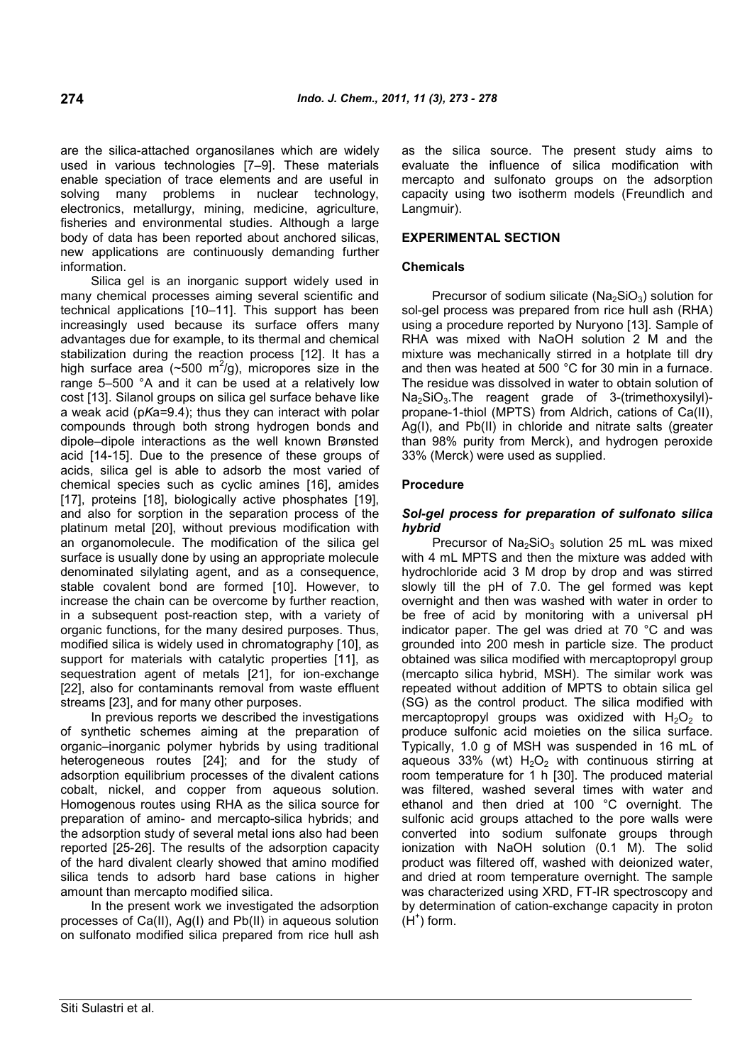are the silica-attached organosilanes which are widely used in various technologies [7–9]. These materials enable speciation of trace elements and are useful in solving many problems in nuclear technology, electronics, metallurgy, mining, medicine, agriculture, fisheries and environmental studies. Although a large body of data has been reported about anchored silicas, new applications are continuously demanding further information.

Silica gel is an inorganic support widely used in many chemical processes aiming several scientific and technical applications [10–11]. This support has been increasingly used because its surface offers many advantages due for example, to its thermal and chemical stabilization during the reaction process [12]. It has a high surface area (~500 $m^2$/g), micropores size in the range 5–500 °A and it can be used at a relatively low cost [13]. Silanol groups on silica gel surface behave like a weak acid (p*Ka*=9.4); thus they can interact with polar compounds through both strong hydrogen bonds and dipole–dipole interactions as the well known Brønsted acid [14-15]. Due to the presence of these groups of acids, silica gel is able to adsorb the most varied of chemical species such as cyclic amines [16], amides [17], proteins [18], biologically active phosphates [19], and also for sorption in the separation process of the platinum metal [20], without previous modification with an organomolecule. The modification of the silica gel surface is usually done by using an appropriate molecule denominated silylating agent, and as a consequence, stable covalent bond are formed [10]. However, to increase the chain can be overcome by further reaction, in a subsequent post-reaction step, with a variety of organic functions, for the many desired purposes. Thus, modified silica is widely used in chromatography [10], as support for materials with catalytic properties [11], as sequestration agent of metals [21], for ion-exchange [22], also for contaminants removal from waste effluent streams [23], and for many other purposes.

In previous reports we described the investigations of synthetic schemes aiming at the preparation of organic–inorganic polymer hybrids by using traditional heterogeneous routes [24]; and for the study of adsorption equilibrium processes of the divalent cations cobalt, nickel, and copper from aqueous solution. Homogenous routes using RHA as the silica source for preparation of amino- and mercapto-silica hybrids; and the adsorption study of several metal ions also had been reported [25-26]. The results of the adsorption capacity of the hard divalent clearly showed that amino modified silica tends to adsorb hard base cations in higher amount than mercapto modified silica.

In the present work we investigated the adsorption processes of Ca(II), Ag(I) and Pb(II) in aqueous solution on sulfonato modified silica prepared from rice hull ash as the silica source. The present study aims to evaluate the influence of silica modification with mercapto and sulfonato groups on the adsorption capacity using two isotherm models (Freundlich and Langmuir).

## EXPERIMENTAL SECTION

### Chemicals

Precursor of sodium silicate ($Na_2SiO_3$) solution for sol-gel process was prepared from rice hull ash (RHA) using a procedure reported by Nuryono [13]. Sample of RHA was mixed with NaOH solution 2 M and the mixture was mechanically stirred in a hotplate till dry and then was heated at 500 °C for 30 min in a furnace. The residue was dissolved in water to obtain solution of $Na_2SiO_3$.The reagent grade of 3-(trimethoxysilyl)-propane-1-thiol (MPTS) from Aldrich, cations of Ca(II), Ag(I), and Pb(II) in chloride and nitrate salts (greater than 98% purity from Merck), and hydrogen peroxide 33% (Merck) were used as supplied.

### Procedure

#### *Sol-gel process for preparation of sulfonato silica hybrid*

Precursor of $Na_2SiO_3$ solution 25 mL was mixed with 4 mL MPTS and then the mixture was added with hydrochloride acid 3 M drop by drop and was stirred slowly till the pH of 7.0. The gel formed was kept overnight and then was washed with water in order to be free of acid by monitoring with a universal pH indicator paper. The gel was dried at 70 °C and was grounded into 200 mesh in particle size. The product obtained was silica modified with mercaptopropyl group (mercapto silica hybrid, MSH). The similar work was repeated without addition of MPTS to obtain silica gel (SG) as the control product. The silica modified with mercaptopropyl groups was oxidized with $H_2O_2$ to produce sulfonic acid moieties on the silica surface. Typically, 1.0 g of MSH was suspended in 16 mL of aqueous 33% (wt) $H_2O_2$ with continuous stirring at room temperature for 1 h [30]. The produced material was filtered, washed several times with water and ethanol and then dried at 100 °C overnight. The sulfonic acid groups attached to the pore walls were converted into sodium sulfonate groups through ionization with NaOH solution (0.1 M). The solid product was filtered off, washed with deionized water, and dried at room temperature overnight. The sample was characterized using XRD, FT-IR spectroscopy and by determination of cation-exchange capacity in proton ($H^+$) form.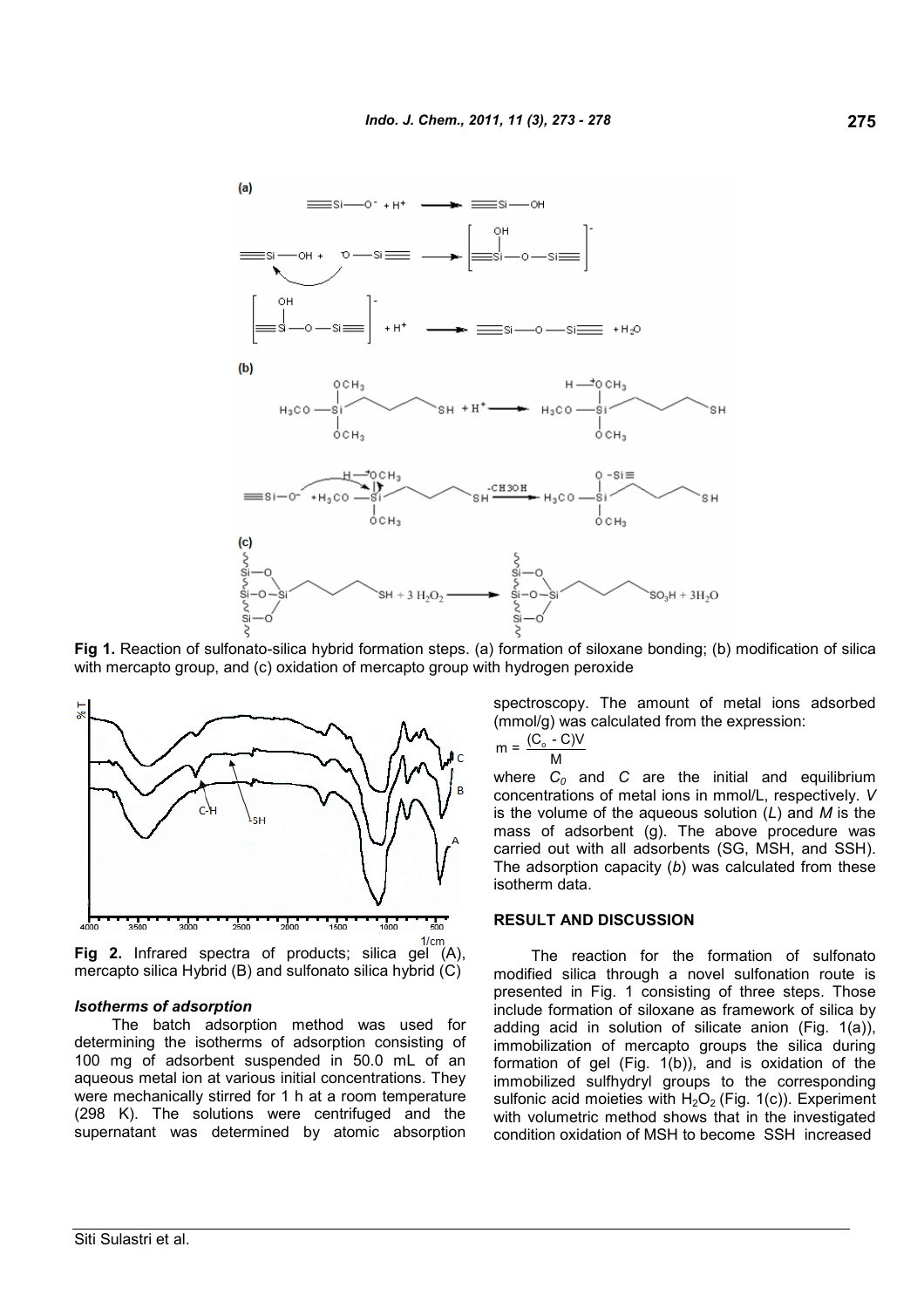Fig 1. Reaction of sulfonato-silica hybrid formation steps. (a) formation of siloxane bonding; (b) modification of silica with mercapto group, and (c) oxidation of mercapto group with hydrogen peroxide

**Fig 2.** Infrared spectra of products; silica gel (A), mercapto silica Hybrid (B) and sulfonato silica hybrid (C)

### *Isotherms of adsorption*

The batch adsorption method was used for determining the isotherms of adsorption consisting of 100 mg of adsorbent suspended in 50.0 mL of an aqueous metal ion at various initial concentrations. They were mechanically stirred for 1 h at a room temperature (298 K). The solutions were centrifuged and the supernatant was determined by atomic absorption spectroscopy. The amount of metal ions adsorbed (mmol/g) was calculated from the expression:

$$m = \frac{(C_o - C)V}{M}$$

where $C_0$ and $C$ are the initial and equilibrium concentrations of metal ions in mmol/L, respectively. $V$ is the volume of the aqueous solution ($L$) and $M$ is the mass of adsorbent (g). The above procedure was carried out with all adsorbents (SG, MSH, and SSH). The adsorption capacity ($b$) was calculated from these isotherm data.

## RESULT AND DISCUSSION

The reaction for the formation of sulfonato modified silica through a novel sulfonation route is presented in Fig. 1 consisting of three steps. Those include formation of siloxane as framework of silica by adding acid in solution of silicate anion (Fig. 1(a)), immobilization of mercapto groups the silica during formation of gel (Fig. 1(b)), and is oxidation of the immobilized sulfhydryl groups to the corresponding sulfonic acid moieties with $H_2O_2$ (Fig. 1(c)). Experiment with volumetric method shows that in the investigated condition oxidation of MSH to become SSH increased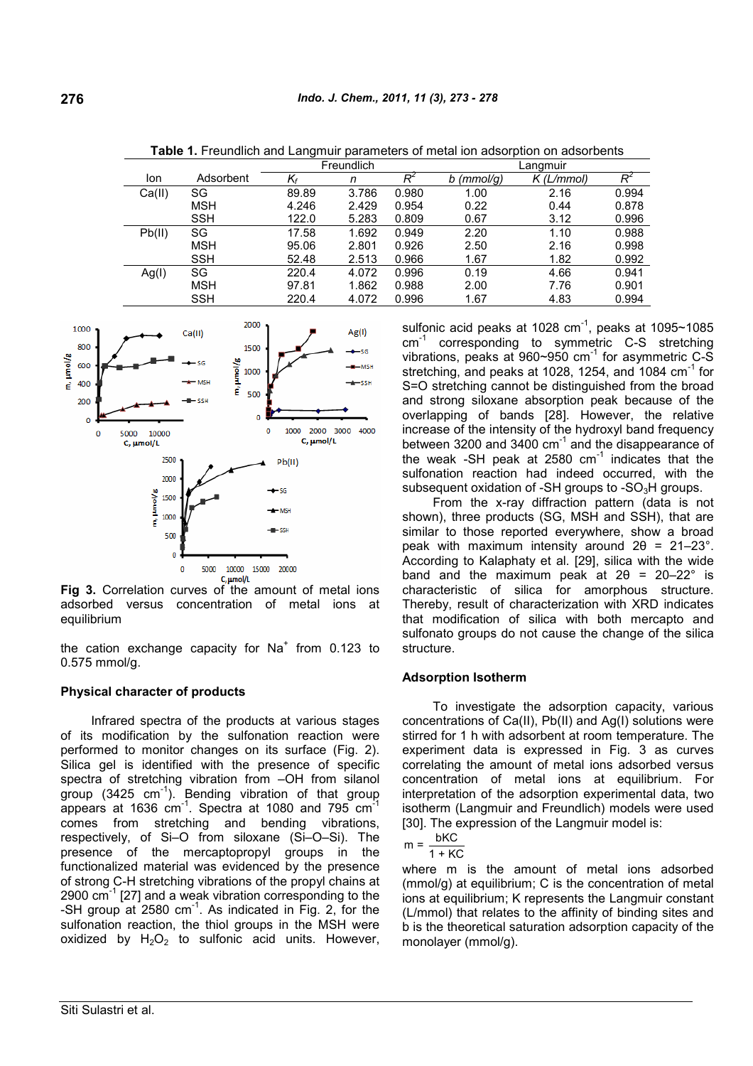**Table 1.** Freundlich and Langmuir parameters of metal ion adsorption on adsorbents

| Ion | Adsorbent | Freundlich | | | Langmuir | | |
|---|---|---|---|---|---|---|---|
| | | $K_f$ | *n* | $R^2$ | *b (mmol/g)* | *K (L/mmol)* | $R^2$ |
| Ca(II) | SG | 89.89 | 3.786 | 0.980 | 1.00 | 2.16 | 0.994 |
| | MSH | 4.246 | 2.429 | 0.954 | 0.22 | 0.44 | 0.878 |
| | SSH | 122.0 | 5.283 | 0.809 | 0.67 | 3.12 | 0.996 |
| Pb(II) | SG | 17.58 | 1.692 | 0.949 | 2.20 | 1.10 | 0.988 |
| | MSH | 95.06 | 2.801 | 0.926 | 2.50 | 2.16 | 0.998 |
| | SSH | 52.48 | 2.513 | 0.966 | 1.67 | 1.82 | 0.992 |
| Ag(I) | SG | 220.4 | 4.072 | 0.996 | 0.19 | 4.66 | 0.941 |
| | MSH | 97.81 | 1.862 | 0.988 | 2.00 | 7.76 | 0.901 |
| | SSH | 220.4 | 4.072 | 0.996 | 1.67 | 4.83 | 0.994 |

**Fig 3.** Correlation curves of the amount of metal ions adsorbed versus concentration of metal ions at equilibrium

the cation exchange capacity for $Na^+$ from 0.123 to 0.575 mmol/g.

### Physical character of products

Infrared spectra of the products at various stages of its modification by the sulfonation reaction were performed to monitor changes on its surface (Fig. 2). Silica gel is identified with the presence of specific spectra of stretching vibration from –OH from silanol group (3425 $cm^{-1}$). Bending vibration of that group appears at 1636 $cm^{-1}$. Spectra at 1080 and 795 $cm^{-1}$ comes from stretching and bending vibrations, respectively, of Si–O from siloxane (Si–O–Si). The presence of the mercaptopropyl groups in the functionalized material was evidenced by the presence of strong C-H stretching vibrations of the propyl chains at 2900 $cm^{-1}$ [27] and a weak vibration corresponding to the -SH group at 2580 $cm^{-1}$. As indicated in Fig. 2, for the sulfonation reaction, the thiol groups in the MSH were oxidized by $H_2O_2$ to sulfonic acid units. However, sulfonic acid peaks at 1028 $cm^{-1}$, peaks at 1095~1085 $cm^{-1}$ corresponding to symmetric C-S stretching vibrations, peaks at 960~950 $cm^{-1}$ for asymmetric C-S stretching, and peaks at 1028, 1254, and 1084 $cm^{-1}$ for S=O stretching cannot be distinguished from the broad and strong siloxane absorption peak because of the overlapping of bands [28]. However, the relative increase of the intensity of the hydroxyl band frequency between 3200 and 3400 $cm^{-1}$ and the disappearance of the weak -SH peak at 2580 $cm^{-1}$ indicates that the sulfonation reaction had indeed occurred, with the subsequent oxidation of -SH groups to $-SO_3H$ groups.

From the x-ray diffraction pattern (data is not shown), three products (SG, MSH and SSH), that are similar to those reported everywhere, show a broad peak with maximum intensity around 2θ = 21–23°. According to Kalaphaty et al. [29], silica with the wide band and the maximum peak at 2θ = 20–22° is characteristic of silica for amorphous structure. Thereby, result of characterization with XRD indicates that modification of silica with both mercapto and sulfonato groups do not cause the change of the silica structure.

### Adsorption Isotherm

To investigate the adsorption capacity, various concentrations of Ca(II), Pb(II) and Ag(I) solutions were stirred for 1 h with adsorbent at room temperature. The experiment data is expressed in Fig. 3 as curves correlating the amount of metal ions adsorbed versus concentration of metal ions at equilibrium. For interpretation of the adsorption experimental data, two isotherm (Langmuir and Freundlich) models were used [30]. The expression of the Langmuir model is:

$$m = \frac{bKC}{1 + KC}$$

where m is the amount of metal ions adsorbed (mmol/g) at equilibrium; C is the concentration of metal ions at equilibrium; K represents the Langmuir constant (L/mmol) that relates to the affinity of binding sites and b is the theoretical saturation adsorption capacity of the monolayer (mmol/g).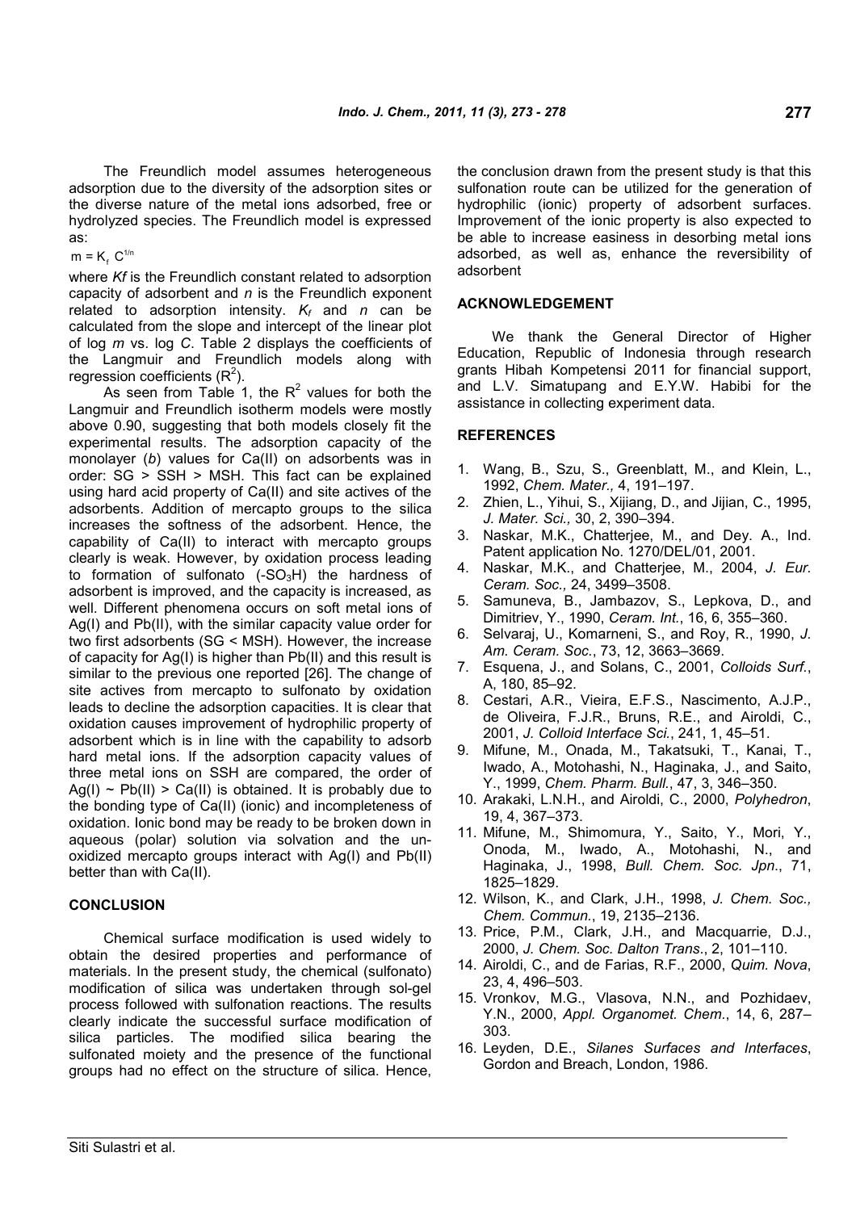The Freundlich model assumes heterogeneous adsorption due to the diversity of the adsorption sites or the diverse nature of the metal ions adsorbed, free or hydrolyzed species. The Freundlich model is expressed as:

$$m = K_f\ C^{1/n}$$

where *Kf* is the Freundlich constant related to adsorption capacity of adsorbent and *n* is the Freundlich exponent related to adsorption intensity. $K_f$ and *n* can be calculated from the slope and intercept of the linear plot of log *m* vs. log *C*. Table 2 displays the coefficients of the Langmuir and Freundlich models along with regression coefficients ($R^2$).

As seen from Table 1, the $R^2$ values for both the Langmuir and Freundlich isotherm models were mostly above 0.90, suggesting that both models closely fit the experimental results. The adsorption capacity of the monolayer (*b*) values for Ca(II) on adsorbents was in order: SG > SSH > MSH. This fact can be explained using hard acid property of Ca(II) and site actives of the adsorbents. Addition of mercapto groups to the silica increases the softness of the adsorbent. Hence, the capability of Ca(II) to interact with mercapto groups clearly is weak. However, by oxidation process leading to formation of sulfonato ($-SO_3H$) the hardness of adsorbent is improved, and the capacity is increased, as well. Different phenomena occurs on soft metal ions of Ag(I) and Pb(II), with the similar capacity value order for two first adsorbents (SG < MSH). However, the increase of capacity for Ag(I) is higher than Pb(II) and this result is similar to the previous one reported [26]. The change of site actives from mercapto to sulfonato by oxidation leads to decline the adsorption capacities. It is clear that oxidation causes improvement of hydrophilic property of adsorbent which is in line with the capability to adsorb hard metal ions. If the adsorption capacity values of three metal ions on SSH are compared, the order of Ag(I) ~ Pb(II) > Ca(II) is obtained. It is probably due to the bonding type of Ca(II) (ionic) and incompleteness of oxidation. Ionic bond may be ready to be broken down in aqueous (polar) solution via solvation and the un-oxidized mercapto groups interact with Ag(I) and Pb(II) better than with Ca(II).

## CONCLUSION

Chemical surface modification is used widely to obtain the desired properties and performance of materials. In the present study, the chemical (sulfonato) modification of silica was undertaken through sol-gel process followed with sulfonation reactions. The results clearly indicate the successful surface modification of silica particles. The modified silica bearing the sulfonated moiety and the presence of the functional groups had no effect on the structure of silica. Hence, the conclusion drawn from the present study is that this sulfonation route can be utilized for the generation of hydrophilic (ionic) property of adsorbent surfaces. Improvement of the ionic property is also expected to be able to increase easiness in desorbing metal ions adsorbed, as well as, enhance the reversibility of adsorbent

## ACKNOWLEDGEMENT

We thank the General Director of Higher Education, Republic of Indonesia through research grants Hibah Kompetensi 2011 for financial support, and L.V. Simatupang and E.Y.W. Habibi for the assistance in collecting experiment data.

## REFERENCES

1. Wang, B., Szu, S., Greenblatt, M., and Klein, L., 1992, *Chem. Mater.,* 4, 191–197.
2. Zhien, L., Yihui, S., Xijiang, D., and Jijian, C., 1995, *J. Mater. Sci.,* 30, 2, 390–394.
3. Naskar, M.K., Chatterjee, M., and Dey. A., Ind. Patent application No. 1270/DEL/01, 2001.
4. Naskar, M.K., and Chatterjee, M., 2004, *J. Eur. Ceram. Soc.,* 24, 3499–3508.
5. Samuneva, B., Jambazov, S., Lepkova, D., and Dimitriev, Y., 1990, *Ceram. Int.*, 16, 6, 355–360.
6. Selvaraj, U., Komarneni, S., and Roy, R., 1990, *J. Am. Ceram. Soc.*, 73, 12, 3663–3669.
7. Esquena, J., and Solans, C., 2001, *Colloids Surf.*, A, 180, 85–92.
8. Cestari, A.R., Vieira, E.F.S., Nascimento, A.J.P., de Oliveira, F.J.R., Bruns, R.E., and Airoldi, C., 2001, *J. Colloid Interface Sci.*, 241, 1, 45–51.
9. Mifune, M., Onada, M., Takatsuki, T., Kanai, T., Iwado, A., Motohashi, N., Haginaka, J., and Saito, Y., 1999, *Chem. Pharm. Bull.*, 47, 3, 346–350.
10. Arakaki, L.N.H., and Airoldi, C., 2000, *Polyhedron*, 19, 4, 367–373.
11. Mifune, M., Shimomura, Y., Saito, Y., Mori, Y., Onoda, M., Iwado, A., Motohashi, N., and Haginaka, J., 1998, *Bull. Chem. Soc. Jpn*., 71, 1825–1829.
12. Wilson, K., and Clark, J.H., 1998, *J. Chem. Soc., Chem. Commun.*, 19, 2135–2136.
13. Price, P.M., Clark, J.H., and Macquarrie, D.J., 2000, *J. Chem. Soc. Dalton Trans*., 2, 101–110.
14. Airoldi, C., and de Farias, R.F., 2000, *Quim. Nova*, 23, 4, 496–503.
15. Vronkov, M.G., Vlasova, N.N., and Pozhidaev, Y.N., 2000, *Appl. Organomet. Chem*., 14, 6, 287–303.
16. Leyden, D.E., *Silanes Surfaces and Interfaces*, Gordon and Breach, London, 1986.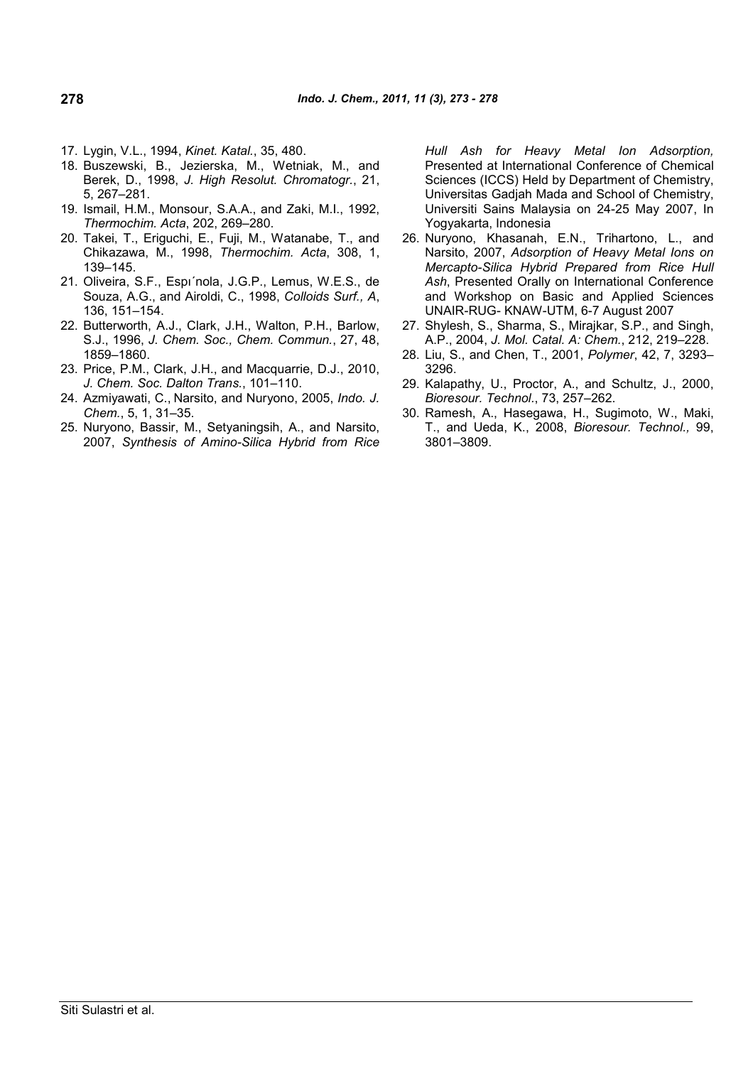17. Lygin, V.L., 1994, *Kinet. Katal.*, 35, 480.
18. Buszewski, B., Jezierska, M., Wetniak, M., and Berek, D., 1998, *J. High Resolut. Chromatogr.*, 21, 5, 267–281.
19. Ismail, H.M., Monsour, S.A.A., and Zaki, M.I., 1992, *Thermochim. Acta*, 202, 269–280.
20. Takei, T., Eriguchi, E., Fuji, M., Watanabe, T., and Chikazawa, M., 1998, *Thermochim. Acta*, 308, 1, 139–145.
21. Oliveira, S.F., Espı´nola, J.G.P., Lemus, W.E.S., de Souza, A.G., and Airoldi, C., 1998, *Colloids Surf., A*, 136, 151–154.
22. Butterworth, A.J., Clark, J.H., Walton, P.H., Barlow, S.J., 1996, *J. Chem. Soc., Chem. Commun.*, 27, 48, 1859–1860.
23. Price, P.M., Clark, J.H., and Macquarrie, D.J., 2010, *J. Chem. Soc. Dalton Trans.*, 101–110.
24. Azmiyawati, C., Narsito, and Nuryono, 2005, *Indo. J. Chem.*, 5, 1, 31–35.
25. Nuryono, Bassir, M., Setyaningsih, A., and Narsito, 2007, *Synthesis of Amino-Silica Hybrid from Rice Hull Ash for Heavy Metal Ion Adsorption,* Presented at International Conference of Chemical Sciences (ICCS) Held by Department of Chemistry, Universitas Gadjah Mada and School of Chemistry, Universiti Sains Malaysia on 24-25 May 2007, In Yogyakarta, Indonesia
26. Nuryono, Khasanah, E.N., Trihartono, L., and Narsito, 2007, *Adsorption of Heavy Metal Ions on Mercapto-Silica Hybrid Prepared from Rice Hull Ash*, Presented Orally on International Conference and Workshop on Basic and Applied Sciences UNAIR-RUG- KNAW-UTM, 6-7 August 2007
27. Shylesh, S., Sharma, S., Mirajkar, S.P., and Singh, A.P., 2004, *J. Mol. Catal. A: Chem.*, 212, 219–228.
28. Liu, S., and Chen, T., 2001, *Polymer*, 42, 7, 3293–3296.
29. Kalapathy, U., Proctor, A., and Schultz, J., 2000, *Bioresour. Technol*., 73, 257–262.
30. Ramesh, A., Hasegawa, H., Sugimoto, W., Maki, T., and Ueda, K., 2008, *Bioresour. Technol.,* 99, 3801–3809.